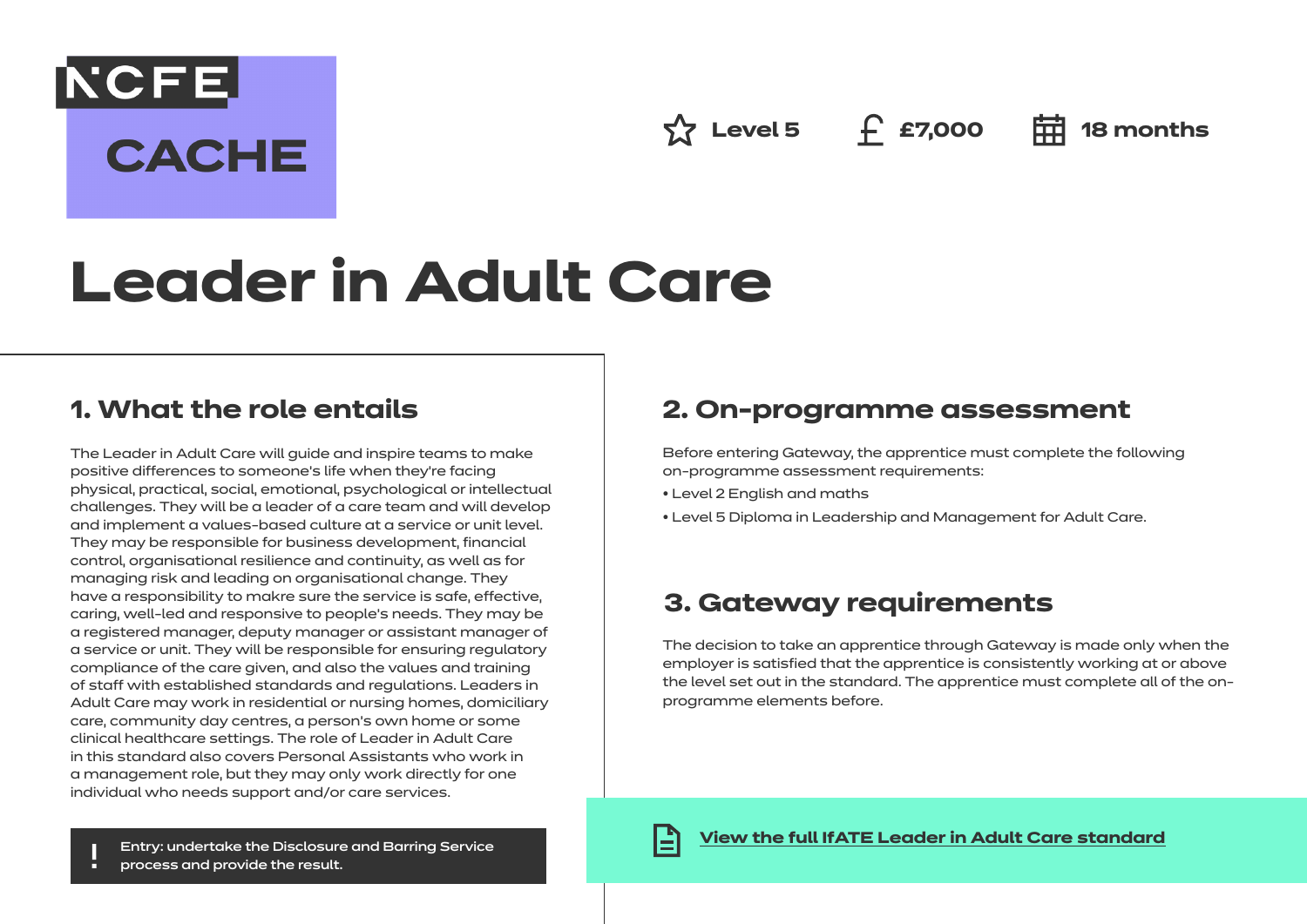NCFE CACHE

Level 5 | £7,000 | 18 months

# Leader in Adult Care

## 1. What the role entails

The Leader in Adult Care will guide and inspire teams to make positive differences to someone's life when they're facing physical, practical, social, emotional, psychological or intellectual challenges. They will be a leader of a care team and will develop and implement a values-based culture at a service or unit level. They may be responsible for business development, financial control, organisational resilience and continuity, as well as for managing risk and leading on organisational change. They have a responsibility to makre sure the service is safe, effective, caring, well-led and responsive to people's needs. They may be a registered manager, deputy manager or assistant manager of a service or unit. They will be responsible for ensuring regulatory compliance of the care given, and also the values and training of staff with established standards and regulations. Leaders in Adult Care may work in residential or nursing homes, domiciliary care, community day centres, a person's own home or some clinical healthcare settings. The role of Leader in Adult Care in this standard also covers Personal Assistants who work in a management role, but they may only work directly for one individual who needs support and/or care services.

**!** Entry: undertake the Disclosure and Barring Service process and provide the result.

## 2. On-programme assessment

Before entering Gateway, the apprentice must complete the following on-programme assessment requirements:

- Level 2 English and maths
- Level 5 Diploma in Leadership and Management for Adult Care.

## 3. Gateway requirements

The decision to take an apprentice through Gateway is made only when the employer is satisfied that the apprentice is consistently working at or above the level set out in the standard. The apprentice must complete all of the on-programme elements before.

View the full IfATE Leader in Adult Care standard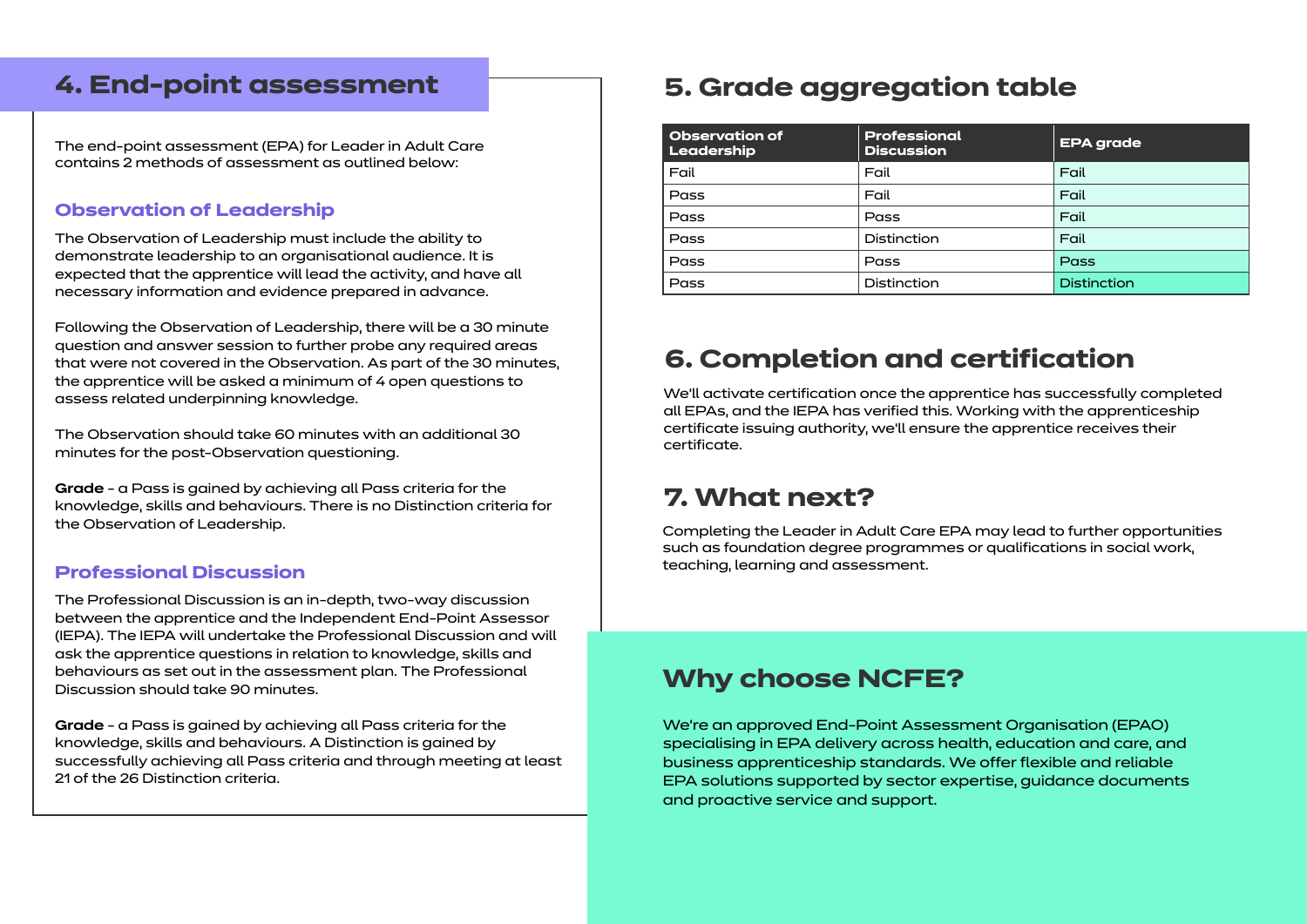## 4. End-point assessment

The end-point assessment (EPA) for Leader in Adult Care contains 2 methods of assessment as outlined below:

### Observation of Leadership

The Observation of Leadership must include the ability to demonstrate leadership to an organisational audience. It is expected that the apprentice will lead the activity, and have all necessary information and evidence prepared in advance.

Following the Observation of Leadership, there will be a 30 minute question and answer session to further probe any required areas that were not covered in the Observation. As part of the 30 minutes, the apprentice will be asked a minimum of 4 open questions to assess related underpinning knowledge.

The Observation should take 60 minutes with an additional 30 minutes for the post-Observation questioning.

**Grade** - a Pass is gained by achieving all Pass criteria for the knowledge, skills and behaviours. There is no Distinction criteria for the Observation of Leadership.

### Professional Discussion

The Professional Discussion is an in-depth, two-way discussion between the apprentice and the Independent End-Point Assessor (IEPA). The IEPA will undertake the Professional Discussion and will ask the apprentice questions in relation to knowledge, skills and behaviours as set out in the assessment plan. The Professional Discussion should take 90 minutes.

**Grade** - a Pass is gained by achieving all Pass criteria for the knowledge, skills and behaviours. A Distinction is gained by successfully achieving all Pass criteria and through meeting at least 21 of the 26 Distinction criteria.

## 5. Grade aggregation table

| Observation of Leadership | Professional Discussion | EPA grade |
|---|---|---|
| Fail | Fail | Fail |
| Pass | Fail | Fail |
| Pass | Pass | Fail |
| Pass | Distinction | Fail |
| Pass | Pass | Pass |
| Pass | Distinction | Distinction |

## 6. Completion and certification

We'll activate certification once the apprentice has successfully completed all EPAs, and the IEPA has verified this. Working with the apprenticeship certificate issuing authority, we'll ensure the apprentice receives their certificate.

## 7. What next?

Completing the Leader in Adult Care EPA may lead to further opportunities such as foundation degree programmes or qualifications in social work, teaching, learning and assessment.

## Why choose NCFE?

We're an approved End-Point Assessment Organisation (EPAO) specialising in EPA delivery across health, education and care, and business apprenticeship standards. We offer flexible and reliable EPA solutions supported by sector expertise, guidance documents and proactive service and support.